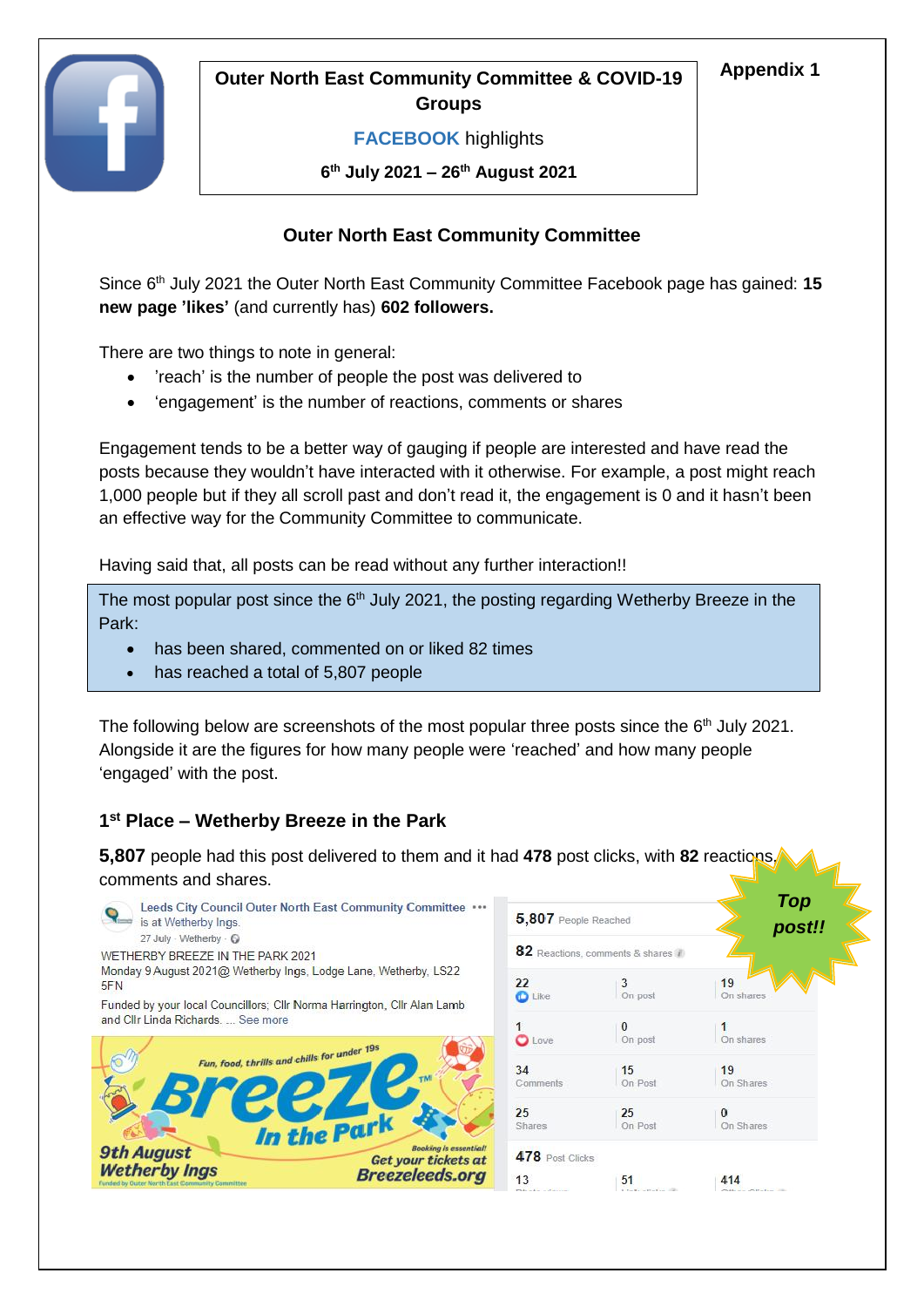**Appendix 1**

# Outer North East Community Committee & COVID-19 Groups

**FACEBOOK highlights**

**6th July 2021 – 26th August 2021**

## Outer North East Community Committee

Since 6th July 2021 the Outer North East Community Committee Facebook page has gained: **15 new page 'likes'** (and currently has) **602 followers.**

There are two things to note in general:

- 'reach' is the number of people the post was delivered to
- 'engagement' is the number of reactions, comments or shares

Engagement tends to be a better way of gauging if people are interested and have read the posts because they wouldn't have interacted with it otherwise. For example, a post might reach 1,000 people but if they all scroll past and don't read it, the engagement is 0 and it hasn't been an effective way for the Community Committee to communicate.

Having said that, all posts can be read without any further interaction!!

The most popular post since the 6th July 2021, the posting regarding Wetherby Breeze in the Park:

- has been shared, commented on or liked 82 times
- has reached a total of 5,807 people

The following below are screenshots of the most popular three posts since the 6th July 2021. Alongside it are the figures for how many people were 'reached' and how many people 'engaged' with the post.

### 1st Place – Wetherby Breeze in the Park

**5,807** people had this post delivered to them and it had **478** post clicks, with **82** reactions, comments and shares.

*Top post!!*

Leeds City Council Outer North East Community Committee is at Wetherby Ings.
27 July · Wetherby

WETHERBY BREEZE IN THE PARK 2021
Monday 9 August 2021@ Wetherby Ings, Lodge Lane, Wetherby, LS22 5FN

Funded by your local Councillors; Cllr Norma Harrington, Cllr Alan Lamb and Cllr Linda Richards. ... See more

Fun, food, thrills and chills for under 19s — Breeze In the Park — 9th August Wetherby Ings — Booking is essential! Get your tickets at Breezeleeds.org — Funded by Outer North East Community Committee

**5,807** People Reached

**82** Reactions, comments & shares

| Total | On post | On shares |
|---|---|---|
| 22 Like | 3 | 19 |
| 1 Love | 0 | 1 |
| 34 Comments | 15 | 19 |
| 25 Shares | 25 | 0 |

**478** Post Clicks

| | | |
|---|---|---|
| 13 | 51 | 414 |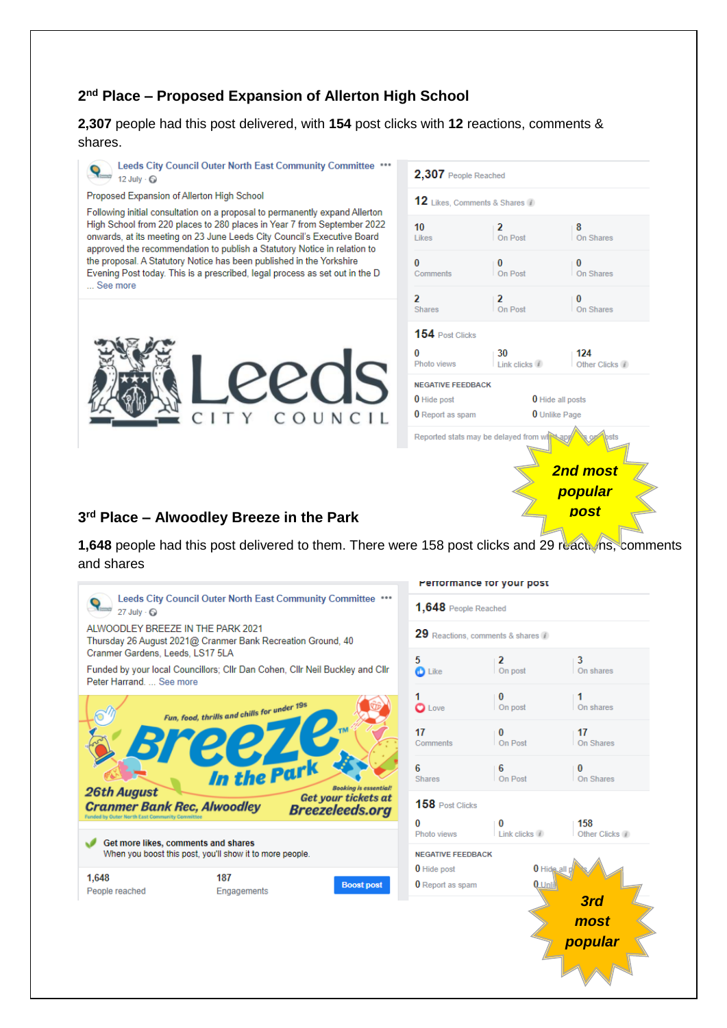## 2[nd] Place – Proposed Expansion of Allerton High School

**2,307** people had this post delivered, with **154** post clicks with **12** reactions, comments & shares.

Leeds City Council Outer North East Community Committee
12 July

Proposed Expansion of Allerton High School

Following initial consultation on a proposal to permanently expand Allerton High School from 220 places to 280 places in Year 7 from September 2022 onwards, at its meeting on 23 June Leeds City Council's Executive Board approved the recommendation to publish a Statutory Notice in relation to the proposal. A Statutory Notice has been published in the Yorkshire Evening Post today. This is a prescribed, legal process as set out in the D ... See more

Leeds CITY COUNCIL

**2,307** People Reached

**12** Likes, Comments & Shares

| | | |
|---|---|---|
| 10 Likes | 2 On Post | 8 On Shares |
| 0 Comments | 0 On Post | 0 On Shares |
| 2 Shares | 2 On Post | 0 On Shares |

**154** Post Clicks

| | | |
|---|---|---|
| 0 Photo views | 30 Link clicks | 124 Other Clicks |

NEGATIVE FEEDBACK

| | |
|---|---|
| 0 Hide post | 0 Hide all posts |
| 0 Report as spam | 0 Unlike Page |

Reported stats may be delayed from what appears on posts

*2nd most popular post*

## 3[rd] Place – Alwoodley Breeze in the Park

**1,648** people had this post delivered to them. There were 158 post clicks and 29 reactions, comments and shares

Leeds City Council Outer North East Community Committee
27 July

ALWOODLEY BREEZE IN THE PARK 2021
Thursday 26 August 2021@ Cranmer Bank Recreation Ground, 40 Cranmer Gardens, Leeds, LS17 5LA

Funded by your local Councillors; Cllr Dan Cohen, Cllr Neil Buckley and Cllr Peter Harrand. ... See more

Fun, food, thrills and chills for under 19s
Breeze In the Park
26th August
Cranmer Bank Rec, Alwoodley
Booking is essential! Get your tickets at Breezeleeds.org
Funded by Outer North East Community Committee

Get more likes, comments and shares
When you boost this post, you'll show it to more people.

| | | |
|---|---|---|
| 1,648 People reached | 187 Engagements | Boost post |

Performance for your post

**1,648** People Reached

**29** Reactions, comments & shares

| | | |
|---|---|---|
| 5 Like | 2 On post | 3 On shares |
| 1 Love | 0 On post | 1 On shares |
| 17 Comments | 0 On Post | 17 On Shares |
| 6 Shares | 6 On Post | 0 On Shares |

**158** Post Clicks

| | | |
|---|---|---|
| 0 Photo views | 0 Link clicks | 158 Other Clicks |

NEGATIVE FEEDBACK

| | |
|---|---|
| 0 Hide post | 0 Hide all posts |
| 0 Report as spam | 0 Unlike Page |

*3rd most popular*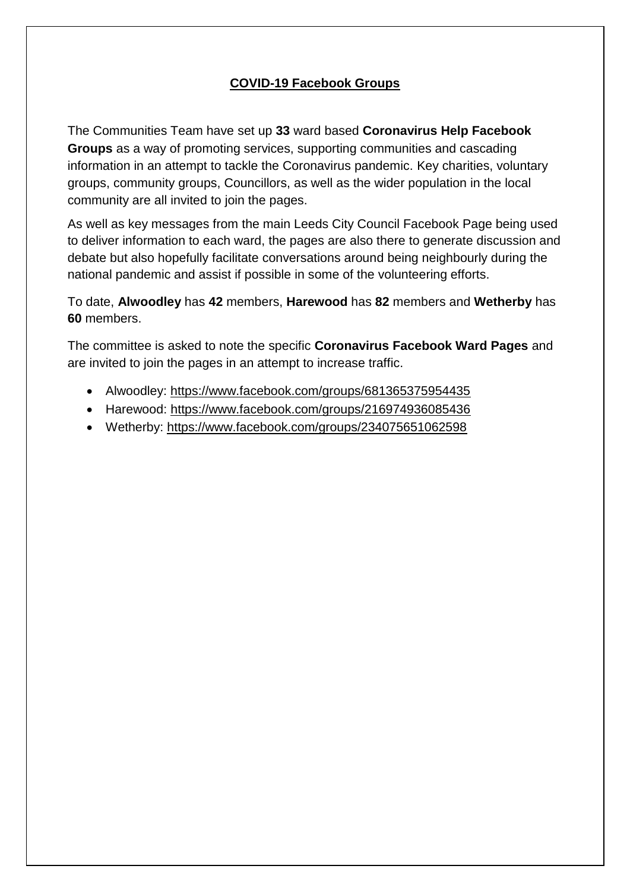## COVID-19 Facebook Groups

The Communities Team have set up **33** ward based **Coronavirus Help Facebook Groups** as a way of promoting services, supporting communities and cascading information in an attempt to tackle the Coronavirus pandemic. Key charities, voluntary groups, community groups, Councillors, as well as the wider population in the local community are all invited to join the pages.

As well as key messages from the main Leeds City Council Facebook Page being used to deliver information to each ward, the pages are also there to generate discussion and debate but also hopefully facilitate conversations around being neighbourly during the national pandemic and assist if possible in some of the volunteering efforts.

To date, **Alwoodley** has **42** members, **Harewood** has **82** members and **Wetherby** has **60** members.

The committee is asked to note the specific **Coronavirus Facebook Ward Pages** and are invited to join the pages in an attempt to increase traffic.

- Alwoodley: https://www.facebook.com/groups/681365375954435
- Harewood: https://www.facebook.com/groups/216974936085436
- Wetherby: https://www.facebook.com/groups/234075651062598